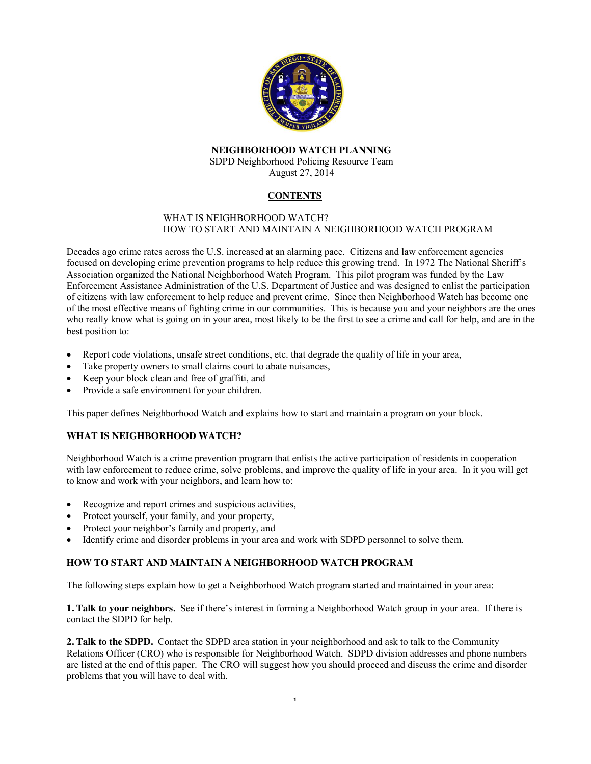# NEIGHBORHOOD WATCH PLANNING

SDPD Neighborhood Policing Resource Team
August 27, 2014

## CONTENTS

WHAT IS NEIGHBORHOOD WATCH?
HOW TO START AND MAINTAIN A NEIGHBORHOOD WATCH PROGRAM

Decades ago crime rates across the U.S. increased at an alarming pace. Citizens and law enforcement agencies focused on developing crime prevention programs to help reduce this growing trend. In 1972 The National Sheriff's Association organized the National Neighborhood Watch Program. This pilot program was funded by the Law Enforcement Assistance Administration of the U.S. Department of Justice and was designed to enlist the participation of citizens with law enforcement to help reduce and prevent crime. Since then Neighborhood Watch has become one of the most effective means of fighting crime in our communities. This is because you and your neighbors are the ones who really know what is going on in your area, most likely to be the first to see a crime and call for help, and are in the best position to:

- Report code violations, unsafe street conditions, etc. that degrade the quality of life in your area,
- Take property owners to small claims court to abate nuisances,
- Keep your block clean and free of graffiti, and
- Provide a safe environment for your children.

This paper defines Neighborhood Watch and explains how to start and maintain a program on your block.

## WHAT IS NEIGHBORHOOD WATCH?

Neighborhood Watch is a crime prevention program that enlists the active participation of residents in cooperation with law enforcement to reduce crime, solve problems, and improve the quality of life in your area. In it you will get to know and work with your neighbors, and learn how to:

- Recognize and report crimes and suspicious activities,
- Protect yourself, your family, and your property,
- Protect your neighbor's family and property, and
- Identify crime and disorder problems in your area and work with SDPD personnel to solve them.

## HOW TO START AND MAINTAIN A NEIGHBORHOOD WATCH PROGRAM

The following steps explain how to get a Neighborhood Watch program started and maintained in your area:

**1. Talk to your neighbors.** See if there's interest in forming a Neighborhood Watch group in your area. If there is contact the SDPD for help.

**2. Talk to the SDPD.** Contact the SDPD area station in your neighborhood and ask to talk to the Community Relations Officer (CRO) who is responsible for Neighborhood Watch. SDPD division addresses and phone numbers are listed at the end of this paper. The CRO will suggest how you should proceed and discuss the crime and disorder problems that you will have to deal with.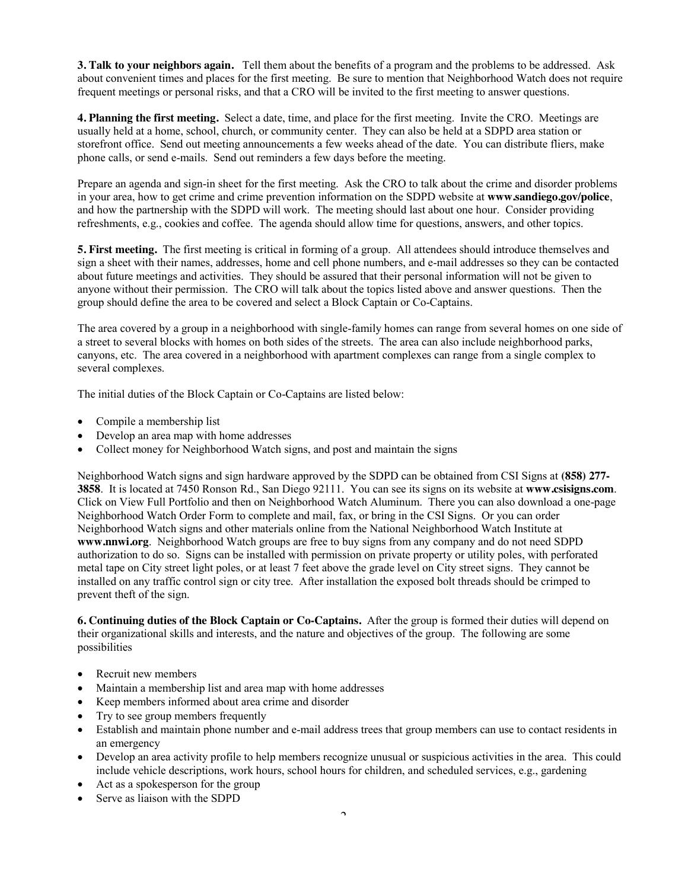**3. Talk to your neighbors again.** Tell them about the benefits of a program and the problems to be addressed. Ask about convenient times and places for the first meeting. Be sure to mention that Neighborhood Watch does not require frequent meetings or personal risks, and that a CRO will be invited to the first meeting to answer questions.

**4. Planning the first meeting.** Select a date, time, and place for the first meeting. Invite the CRO. Meetings are usually held at a home, school, church, or community center. They can also be held at a SDPD area station or storefront office. Send out meeting announcements a few weeks ahead of the date. You can distribute fliers, make phone calls, or send e-mails. Send out reminders a few days before the meeting.

Prepare an agenda and sign-in sheet for the first meeting. Ask the CRO to talk about the crime and disorder problems in your area, how to get crime and crime prevention information on the SDPD website at **www.sandiego.gov/police**, and how the partnership with the SDPD will work. The meeting should last about one hour. Consider providing refreshments, e.g., cookies and coffee. The agenda should allow time for questions, answers, and other topics.

**5. First meeting.** The first meeting is critical in forming of a group. All attendees should introduce themselves and sign a sheet with their names, addresses, home and cell phone numbers, and e-mail addresses so they can be contacted about future meetings and activities. They should be assured that their personal information will not be given to anyone without their permission. The CRO will talk about the topics listed above and answer questions. Then the group should define the area to be covered and select a Block Captain or Co-Captains.

The area covered by a group in a neighborhood with single-family homes can range from several homes on one side of a street to several blocks with homes on both sides of the streets. The area can also include neighborhood parks, canyons, etc. The area covered in a neighborhood with apartment complexes can range from a single complex to several complexes.

The initial duties of the Block Captain or Co-Captains are listed below:

- Compile a membership list
- Develop an area map with home addresses
- Collect money for Neighborhood Watch signs, and post and maintain the signs

Neighborhood Watch signs and sign hardware approved by the SDPD can be obtained from CSI Signs at **(858) 277-3858**. It is located at 7450 Ronson Rd., San Diego 92111. You can see its signs on its website at **www.csisigns.com**. Click on View Full Portfolio and then on Neighborhood Watch Aluminum. There you can also download a one-page Neighborhood Watch Order Form to complete and mail, fax, or bring in the CSI Signs. Or you can order Neighborhood Watch signs and other materials online from the National Neighborhood Watch Institute at **www.nnwi.org**. Neighborhood Watch groups are free to buy signs from any company and do not need SDPD authorization to do so. Signs can be installed with permission on private property or utility poles, with perforated metal tape on City street light poles, or at least 7 feet above the grade level on City street signs. They cannot be installed on any traffic control sign or city tree. After installation the exposed bolt threads should be crimped to prevent theft of the sign.

**6. Continuing duties of the Block Captain or Co-Captains.** After the group is formed their duties will depend on their organizational skills and interests, and the nature and objectives of the group. The following are some possibilities

- Recruit new members
- Maintain a membership list and area map with home addresses
- Keep members informed about area crime and disorder
- Try to see group members frequently
- Establish and maintain phone number and e-mail address trees that group members can use to contact residents in an emergency
- Develop an area activity profile to help members recognize unusual or suspicious activities in the area. This could include vehicle descriptions, work hours, school hours for children, and scheduled services, e.g., gardening
- Act as a spokesperson for the group
- Serve as liaison with the SDPD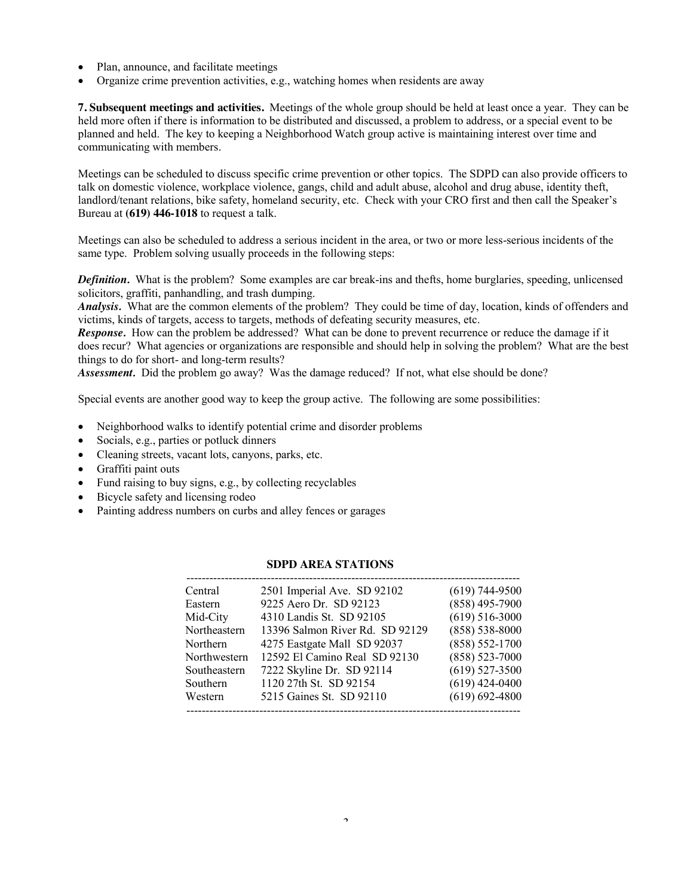- Plan, announce, and facilitate meetings
- Organize crime prevention activities, e.g., watching homes when residents are away

**7. Subsequent meetings and activities.** Meetings of the whole group should be held at least once a year. They can be held more often if there is information to be distributed and discussed, a problem to address, or a special event to be planned and held. The key to keeping a Neighborhood Watch group active is maintaining interest over time and communicating with members.

Meetings can be scheduled to discuss specific crime prevention or other topics. The SDPD can also provide officers to talk on domestic violence, workplace violence, gangs, child and adult abuse, alcohol and drug abuse, identity theft, landlord/tenant relations, bike safety, homeland security, etc. Check with your CRO first and then call the Speaker's Bureau at **(619) 446-1018** to request a talk.

Meetings can also be scheduled to address a serious incident in the area, or two or more less-serious incidents of the same type. Problem solving usually proceeds in the following steps:

***Definition***. What is the problem? Some examples are car break-ins and thefts, home burglaries, speeding, unlicensed solicitors, graffiti, panhandling, and trash dumping.
***Analysis***. What are the common elements of the problem? They could be time of day, location, kinds of offenders and victims, kinds of targets, access to targets, methods of defeating security measures, etc.
***Response***. How can the problem be addressed? What can be done to prevent recurrence or reduce the damage if it does recur? What agencies or organizations are responsible and should help in solving the problem? What are the best things to do for short- and long-term results?
***Assessment***. Did the problem go away? Was the damage reduced? If not, what else should be done?

Special events are another good way to keep the group active. The following are some possibilities:

- Neighborhood walks to identify potential crime and disorder problems
- Socials, e.g., parties or potluck dinners
- Cleaning streets, vacant lots, canyons, parks, etc.
- Graffiti paint outs
- Fund raising to buy signs, e.g., by collecting recyclables
- Bicycle safety and licensing rodeo
- Painting address numbers on curbs and alley fences or garages

**SDPD AREA STATIONS**

| | | |
|---|---|---|
| Central | 2501 Imperial Ave. SD 92102 | (619) 744-9500 |
| Eastern | 9225 Aero Dr. SD 92123 | (858) 495-7900 |
| Mid-City | 4310 Landis St. SD 92105 | (619) 516-3000 |
| Northeastern | 13396 Salmon River Rd. SD 92129 | (858) 538-8000 |
| Northern | 4275 Eastgate Mall SD 92037 | (858) 552-1700 |
| Northwestern | 12592 El Camino Real SD 92130 | (858) 523-7000 |
| Southeastern | 7222 Skyline Dr. SD 92114 | (619) 527-3500 |
| Southern | 1120 27th St. SD 92154 | (619) 424-0400 |
| Western | 5215 Gaines St. SD 92110 | (619) 692-4800 |